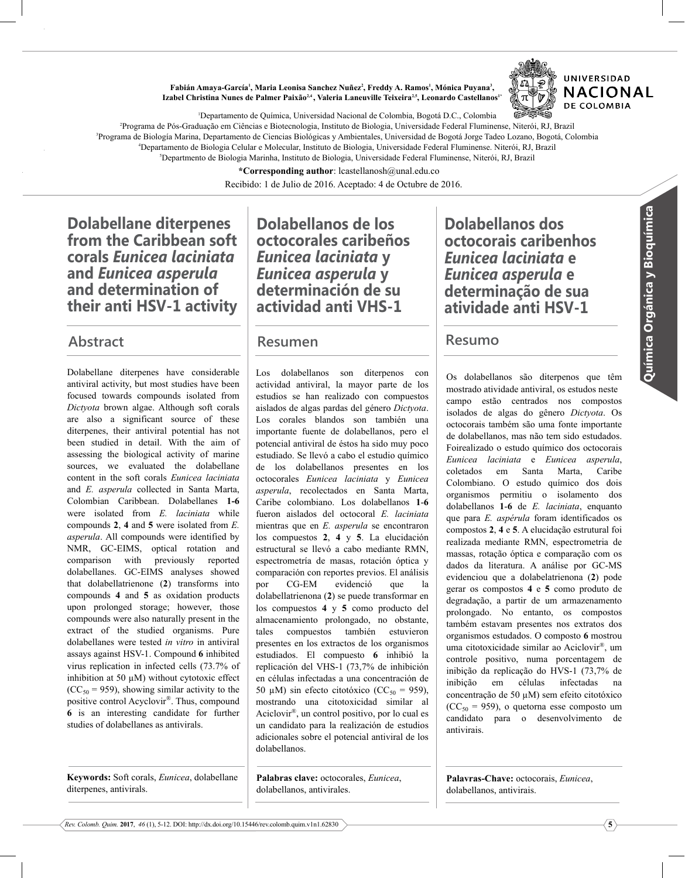Fabián Amaya-García[1], Maria Leonisa Sanchez Nuñez[2], Freddy A. Ramos[1], Mónica Puyana[3], Izabel Christina Nunes de Palmer Paixão[2,4], Valeria Laneuville Teixeira[2,5], Leonardo Castellanos[1*]

[1]Departamento de Química, Universidad Nacional de Colombia, Bogotá D.C., Colombia
[2]Programa de Pós-Graduação em Ciências e Biotecnologia, Instituto de Biologia, Universidade Federal Fluminense, Niterói, RJ, Brazil
[3]Programa de Biología Marina, Departamento de Ciencias Biológicas y Ambientales, Universidad de Bogotá Jorge Tadeo Lozano, Bogotá, Colombia
[4]Departamento de Biologia Celular e Molecular, Instituto de Biologia, Universidade Federal Fluminense. Niterói, RJ, Brazil
[5]Departmento de Biologia Marinha, Instituto de Biologia, Universidade Federal Fluminense, Niterói, RJ, Brazil

**\*Corresponding author**: lcastellanosh@unal.edu.co

Recibido: 1 de Julio de 2016. Aceptado: 4 de Octubre de 2016.

# Dolabellane diterpenes from the Caribbean soft corals *Eunicea laciniata* and *Eunicea asperula* and determination of their anti HSV-1 activity

## Abstract

Dolabellane diterpenes have considerable antiviral activity, but most studies have been focused towards compounds isolated from *Dictyota* brown algae. Although soft corals are also a significant source of these diterpenes, their antiviral potential has not been studied in detail. With the aim of assessing the biological activity of marine sources, we evaluated the dolabellane content in the soft corals *Eunicea laciniata* and *E. asperula* collected in Santa Marta, Colombian Caribbean. Dolabellanes **1-6** were isolated from *E. laciniata* while compounds **2**, **4** and **5** were isolated from *E. asperula*. All compounds were identified by NMR, GC-EIMS, optical rotation and comparison with previously reported dolabellanes. GC-EIMS analyses showed that dolabellatrienone (**2**) transforms into compounds **4** and **5** as oxidation products upon prolonged storage; however, those compounds were also naturally present in the extract of the studied organisms. Pure dolabellanes were tested *in vitro* in antiviral assays against HSV-1. Compound **6** inhibited virus replication in infected cells (73.7% of inhibition at 50 μM) without cytotoxic effect ($CC_{50}$ = 959), showing similar activity to the positive control Acyclovir®. Thus, compound **6** is an interesting candidate for further studies of dolabellanes as antivirals.

**Keywords:** Soft corals, *Eunicea*, dolabellane diterpenes, antivirals.

# Dolabellanos de los octocorales caribeños *Eunicea laciniata* y *Eunicea asperula* y determinación de su actividad anti VHS-1

## Resumen

Los dolabellanos son diterpenos con actividad antiviral, la mayor parte de los estudios se han realizado con compuestos aislados de algas pardas del género *Dictyota*. Los corales blandos son también una importante fuente de dolabellanos, pero el potencial antiviral de éstos ha sido muy poco estudiado. Se llevó a cabo el estudio químico de los dolabellanos presentes en los octocorales *Eunicea laciniata* y *Eunicea asperula*, recolectados en Santa Marta, Caribe colombiano. Los dolabellanos **1**-**6** fueron aislados del octocoral *E. laciniata* mientras que en *E. asperula* se encontraron los compuestos **2**, **4** y **5**. La elucidación estructural se llevó a cabo mediante RMN, espectrometría de masas, rotación óptica y comparación con reportes previos. El análisis por CG-EM evidenció que la dolabellatrienona (**2**) se puede transformar en los compuestos **4** y **5** como producto del almacenamiento prolongado, no obstante, tales compuestos también estuvieron presentes en los extractos de los organismos estudiados. El compuesto **6** inhibió la replicación del VHS-1 (73,7% de inhibición en células infectadas a una concentración de 50 μM) sin efecto citotóxico ($CC_{50}$ = 959), mostrando una citotoxicidad similar al Aciclovir®, un control positivo, por lo cual es un candidato para la realización de estudios adicionales sobre el potencial antiviral de los dolabellanos.

**Palabras clave:** octocorales, *Eunicea*, dolabellanos, antivirales.

# Dolabellanos dos octocorais caribenhos *Eunicea laciniata* e *Eunicea asperula* e determinação de sua atividade anti HSV-1

## Resumo

Os dolabellanos são diterpenos que têm mostrado atividade antiviral, os estudos neste campo estão centrados nos compostos isolados de algas do gênero *Dictyota*. Os octocorais também são uma fonte importante de dolabellanos, mas não tem sido estudados. Foirealizado o estudo químico dos octocorais *Eunicea laciniata* e *Eunicea asperula*, coletados em Santa Marta, Caribe Colombiano. O estudo químico dos dois organismos permitiu o isolamento dos dolabellanos **1**-**6** de *E. laciniata*, enquanto que para *E. aspérula* foram identificados os compostos **2**, **4** e **5**. A elucidação estrutural foi realizada mediante RMN, espectrometria de massas, rotação óptica e comparação com os dados da literatura. A análise por GC-MS evidenciou que a dolabelatrienona (**2**) pode gerar os compostos **4** e **5** como produto de degradação, a partir de um armazenamento prolongado. No entanto, os compostos também estavam presentes nos extratos dos organismos estudados. O composto **6** mostrou uma citotoxicidade similar ao Aciclovir®, um controle positivo, numa porcentagem de inibição da replicação do HVS-1 (73,7% de inibição em células infectadas na concentração de 50 μM) sem efeito citotóxico ($CC_{50}$ = 959), o quetorna esse composto um candidato para o desenvolvimento de antivirais.

**Palavras-Chave:** octocorais, *Eunicea*, dolabellanos, antivirais.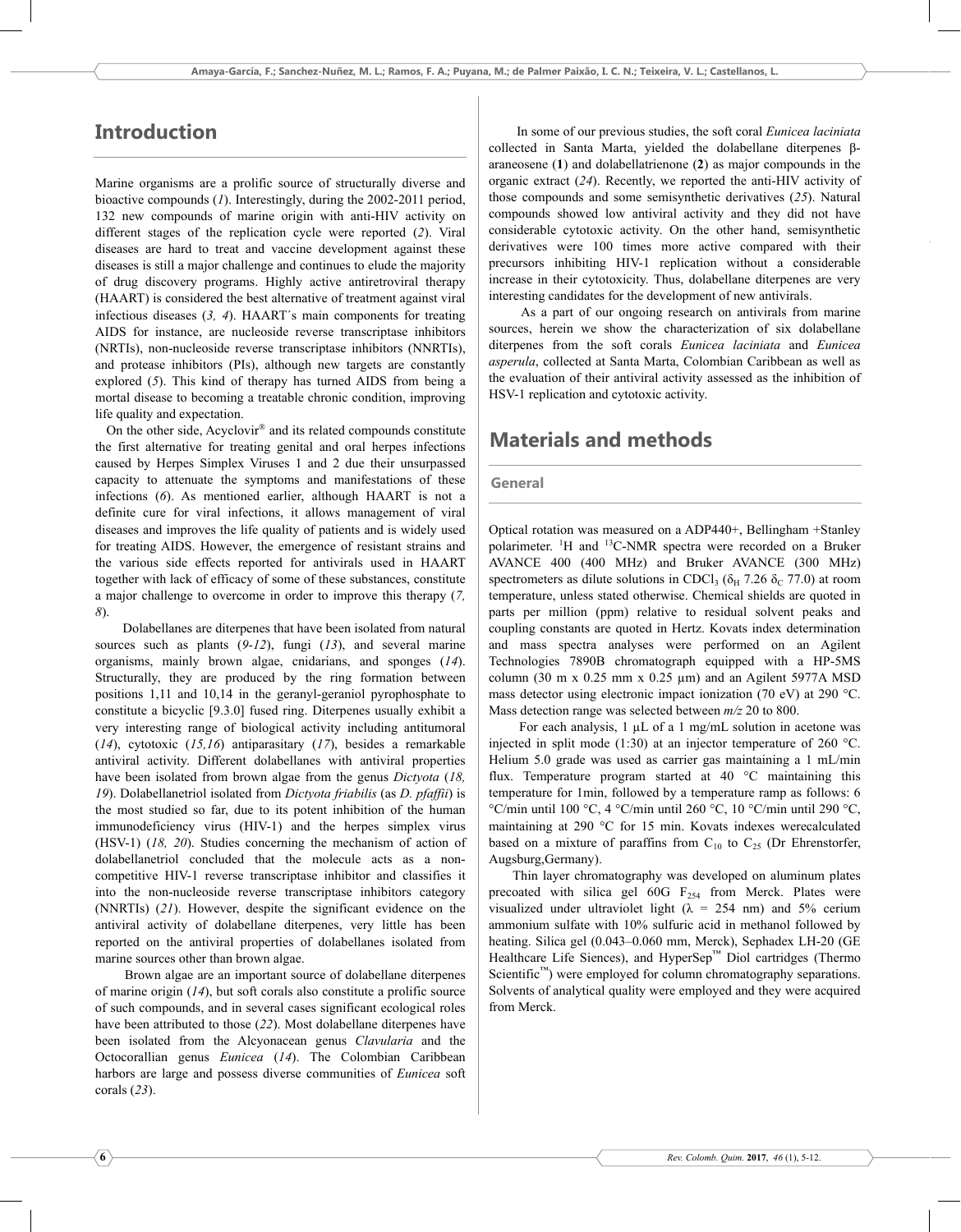## Introduction

Marine organisms are a prolific source of structurally diverse and bioactive compounds (*1*). Interestingly, during the 2002-2011 period, 132 new compounds of marine origin with anti-HIV activity on different stages of the replication cycle were reported (*2*). Viral diseases are hard to treat and vaccine development against these diseases is still a major challenge and continues to elude the majority of drug discovery programs. Highly active antiretroviral therapy (HAART) is considered the best alternative of treatment against viral infectious diseases (*3, 4*). HAART´s main components for treating AIDS for instance, are nucleoside reverse transcriptase inhibitors (NRTIs), non-nucleoside reverse transcriptase inhibitors (NNRTIs), and protease inhibitors (PIs), although new targets are constantly explored (*5*). This kind of therapy has turned AIDS from being a mortal disease to becoming a treatable chronic condition, improving life quality and expectation.

On the other side, Acyclovir® and its related compounds constitute the first alternative for treating genital and oral herpes infections caused by Herpes Simplex Viruses 1 and 2 due their unsurpassed capacity to attenuate the symptoms and manifestations of these infections (*6*). As mentioned earlier, although HAART is not a definite cure for viral infections, it allows management of viral diseases and improves the life quality of patients and is widely used for treating AIDS. However, the emergence of resistant strains and the various side effects reported for antivirals used in HAART together with lack of efficacy of some of these substances, constitute a major challenge to overcome in order to improve this therapy (*7, 8*).

Dolabellanes are diterpenes that have been isolated from natural sources such as plants (*9-12*), fungi (*13*), and several marine organisms, mainly brown algae, cnidarians, and sponges (*14*). Structurally, they are produced by the ring formation between positions 1,11 and 10,14 in the geranyl-geraniol pyrophosphate to constitute a bicyclic [9.3.0] fused ring. Diterpenes usually exhibit a very interesting range of biological activity including antitumoral (*14*), cytotoxic (*15,16*) antiparasitary (*17*), besides a remarkable antiviral activity. Different dolabellanes with antiviral properties have been isolated from brown algae from the genus *Dictyota* (*18, 19*). Dolabellanetriol isolated from *Dictyota friabilis* (as *D. pfaffii*) is the most studied so far, due to its potent inhibition of the human immunodeficiency virus (HIV-1) and the herpes simplex virus (HSV-1) (*18, 20*). Studies concerning the mechanism of action of dolabellanetriol concluded that the molecule acts as a non-competitive HIV-1 reverse transcriptase inhibitor and classifies it into the non-nucleoside reverse transcriptase inhibitors category (NNRTIs) (*21*). However, despite the significant evidence on the antiviral activity of dolabellane diterpenes, very little has been reported on the antiviral properties of dolabellanes isolated from marine sources other than brown algae.

Brown algae are an important source of dolabellane diterpenes of marine origin (*14*), but soft corals also constitute a prolific source of such compounds, and in several cases significant ecological roles have been attributed to those (*22*). Most dolabellane diterpenes have been isolated from the Alcyonacean genus *Clavularia* and the Octocorallian genus *Eunicea* (*14*). The Colombian Caribbean harbors are large and possess diverse communities of *Eunicea* soft corals (*23*).

In some of our previous studies, the soft coral *Eunicea laciniata* collected in Santa Marta, yielded the dolabellane diterpenes β-araneosene (**1**) and dolabellatrienone (**2**) as major compounds in the organic extract (*24*). Recently, we reported the anti-HIV activity of those compounds and some semisynthetic derivatives (*25*). Natural compounds showed low antiviral activity and they did not have considerable cytotoxic activity. On the other hand, semisynthetic derivatives were 100 times more active compared with their precursors inhibiting HIV-1 replication without a considerable increase in their cytotoxicity. Thus, dolabellane diterpenes are very interesting candidates for the development of new antivirals.

As a part of our ongoing research on antivirals from marine sources, herein we show the characterization of six dolabellane diterpenes from the soft corals *Eunicea laciniata* and *Eunicea asperula*, collected at Santa Marta, Colombian Caribbean as well as the evaluation of their antiviral activity assessed as the inhibition of HSV-1 replication and cytotoxic activity.

## Materials and methods

### General

Optical rotation was measured on a ADP440+, Bellingham +Stanley polarimeter. $^1$H and $^{13}$C-NMR spectra were recorded on a Bruker AVANCE 400 (400 MHz) and Bruker AVANCE (300 MHz) spectrometers as dilute solutions in $CDCl_3$ ($\delta_H$ 7.26 $\delta_C$ 77.0) at room temperature, unless stated otherwise. Chemical shields are quoted in parts per million (ppm) relative to residual solvent peaks and coupling constants are quoted in Hertz. Kovats index determination and mass spectra analyses were performed on an Agilent Technologies 7890B chromatograph equipped with a HP-5MS column (30 m x 0.25 mm x 0.25 µm) and an Agilent 5977A MSD mass detector using electronic impact ionization (70 eV) at 290 °C. Mass detection range was selected between *m/z* 20 to 800.

For each analysis, 1 µL of a 1 mg/mL solution in acetone was injected in split mode (1:30) at an injector temperature of 260 °C. Helium 5.0 grade was used as carrier gas maintaining a 1 mL/min flux. Temperature program started at 40 °C maintaining this temperature for 1min, followed by a temperature ramp as follows: 6 °C/min until 100 °C, 4 °C/min until 260 °C, 10 °C/min until 290 °C, maintaining at 290 °C for 15 min. Kovats indexes werecalculated based on a mixture of paraffins from $C_{10}$ to $C_{25}$ (Dr Ehrenstorfer, Augsburg,Germany).

Thin layer chromatography was developed on aluminum plates precoated with silica gel 60G $F_{254}$ from Merck. Plates were visualized under ultraviolet light (λ = 254 nm) and 5% cerium ammonium sulfate with 10% sulfuric acid in methanol followed by heating. Silica gel (0.043–0.060 mm, Merck), Sephadex LH-20 (GE Healthcare Life Siences), and HyperSep™ Diol cartridges (Thermo Scientific™) were employed for column chromatography separations. Solvents of analytical quality were employed and they were acquired from Merck.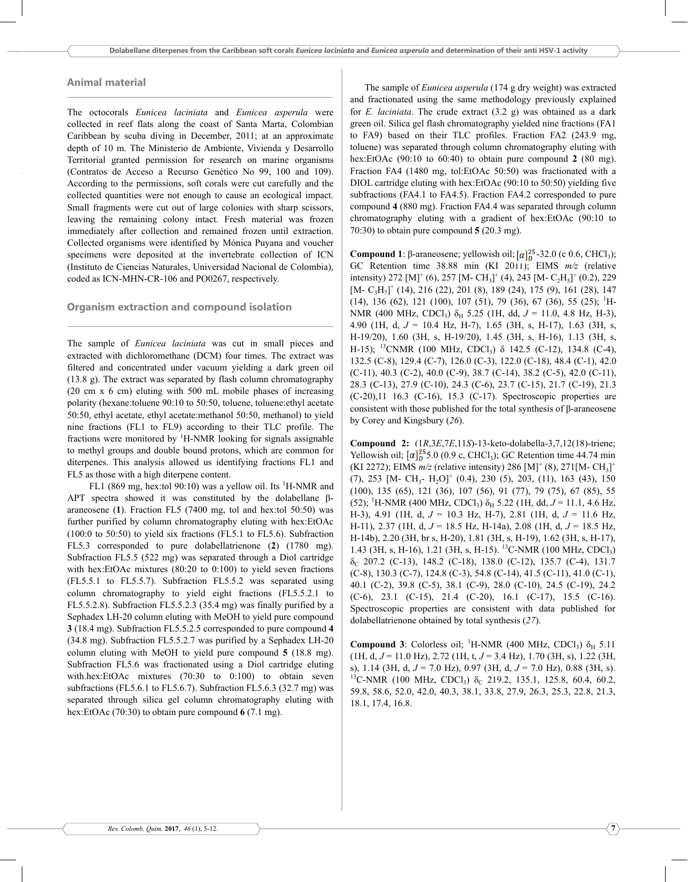## Animal material

The octocorals *Eunicea laciniata* and *Eunicea asperula* were collected in reef flats along the coast of Santa Marta, Colombian Caribbean by scuba diving in December, 2011; at an approximate depth of 10 m. The Ministerio de Ambiente, Vivienda y Desarrollo Territorial granted permission for research on marine organisms (Contratos de Acceso a Recurso Genético No 99, 100 and 109). According to the permissions, soft corals were cut carefully and the collected quantities were not enough to cause an ecological impact. Small fragments were cut out of large colonies with sharp scissors, leaving the remaining colony intact. Fresh material was frozen immediately after collection and remained frozen until extraction. Collected organisms were identified by Mónica Puyana and voucher specimens were deposited at the invertebrate collection of ICN (Instituto de Ciencias Naturales, Universidad Nacional de Colombia), coded as ICN-MHN-CR-106 and PO0267, respectively.

## Organism extraction and compound isolation

The sample of *Eunicea laciniata* was cut in small pieces and extracted with dichloromethane (DCM) four times. The extract was filtered and concentrated under vacuum yielding a dark green oil (13.8 g). The extract was separated by flash column chromatography (20 cm x 6 cm) eluting with 500 mL mobile phases of increasing polarity (hexane:toluene 90:10 to 50:50, toluene, toluene:ethyl acetate 50:50, ethyl acetate, ethyl acetate:methanol 50:50, methanol) to yield nine fractions (FL1 to FL9) according to their TLC profile. The fractions were monitored by $^1$H-NMR looking for signals assignable to methyl groups and double bound protons, which are common for diterpenes. This analysis allowed us identifying fractions FL1 and FL5 as those with a high diterpene content.

FL1 (869 mg, hex:tol 90:10) was a yellow oil. Its $^1$H-NMR and APT spectra showed it was constituted by the dolabellane β-araneosene (**1**). Fraction FL5 (7400 mg, tol and hex:tol 50:50) was further purified by column chromatography eluting with hex:EtOAc (100:0 to 50:50) to yield six fractions (FL5.1 to FL5.6). Subfraction FL5.3 corresponded to pure dolabellatrienone (**2**) (1780 mg). Subfraction FL5.5 (522 mg) was separated through a Diol cartridge with hex:EtOAc mixtures (80:20 to 0:100) to yield seven fractions (FL5.5.1 to FL5.5.7). Subfraction FL5.5.2 was separated using column chromatography to yield eight fractions (FL5.5.2.1 to FL5.5.2.8). Subfraction FL5.5.2.3 (35.4 mg) was finally purified by a Sephadex LH-20 column eluting with MeOH to yield pure compound **3** (18.4 mg). Subfraction FL5.5.2.5 corresponded to pure compound **4** (34.8 mg). Subfraction FL5.5.2.7 was purified by a Sephadex LH-20 column eluting with MeOH to yield pure compound **5** (18.8 mg). Subfraction FL5.6 was fractionated using a Diol cartridge eluting with.hex:EtOAc mixtures (70:30 to 0:100) to obtain seven subfractions (FL5.6.1 to FL5.6.7). Subfraction FL5.6.3 (32.7 mg) was separated through silica gel column chromatography eluting with hex:EtOAc (70:30) to obtain pure compound **6** (7.1 mg).

The sample of *Eunicea asperula* (174 g dry weight) was extracted and fractionated using the same methodology previously explained for *E. laciniata*. The crude extract (3.2 g) was obtained as a dark green oil. Silica gel flash chromatography yielded nine fractions (FA1 to FA9) based on their TLC profiles. Fraction FA2 (243.9 mg, toluene) was separated through column chromatography eluting with hex:EtOAc (90:10 to 60:40) to obtain pure compound **2** (80 mg). Fraction FA4 (1480 mg, tol:EtOAc 50:50) was fractionated with a DIOL cartridge eluting with hex:EtOAc (90:10 to 50:50) yielding five subfractions (FA4.1 to FA4.5). Fraction FA4.2 corresponded to pure compound **4** (880 mg). Fraction FA4.4 was separated through column chromatography eluting with a gradient of hex:EtOAc (90:10 to 70:30) to obtain pure compound **5** (20.3 mg).

**Compound 1**: β-araneosene; yellowish oil; $[\alpha]_D^{25}$ -32.0 (c 0.6, $CHCl_3$); GC Retention time 38.88 min (KI 2011); EIMS *m/z* (relative intensity) 272 $[M]^+$ (6), 257 $[M-CH_3]^+$ (4), 243 $[M-C_2H_5]^+$ (0.2), 229 $[M-C_3H_7]^+$ (14), 216 (22), 201 (8), 189 (24), 175 (9), 161 (28), 147 (14), 136 (62), 121 (100), 107 (51), 79 (36), 67 (36), 55 (25); $^1$H-NMR (400 MHz, $CDCl_3$) $\delta_H$ 5.25 (1H, dd, $J$ = 11.0, 4.8 Hz, H-3), 4.90 (1H, d, $J$ = 10.4 Hz, H-7), 1.65 (3H, s, H-17), 1.63 (3H, s, H-19/20), 1.60 (3H, s, H-19/20), 1.45 (3H, s, H-16), 1.13 (3H, s, H-15); $^{13}$CNMR (100 MHz, $CDCl_3$) δ 142.5 (C-12), 134.8 (C-4), 132.5 (C-8), 129.4 (C-7), 126.0 (C-3), 122.0 (C-18), 48.4 (C-1), 42.0 (C-11), 40.3 (C-2), 40.0 (C-9), 38.7 (C-14), 38.2 (C-5), 42.0 (C-11), 28.3 (C-13), 27.9 (C-10), 24.3 (C-6), 23.7 (C-15), 21.7 (C-19), 21.3 (C-20),11 16.3 (C-16), 15.3 (C-17). Spectroscopic properties are consistent with those published for the total synthesis of β-araneosene by Corey and Kingsbury (*26*).

**Compound 2:** (1*R*,3*E*,7*E*,11*S*)-13-keto-dolabella-3,7,12(18)-triene; Yellowish oil; $[\alpha]_D^{25}$ 5.0 (0.9 c, $CHCl_3$); GC Retention time 44.74 min (KI 2272); EIMS *m/z* (relative intensity) 286 $[M]^+$ (8), 271$[M-CH_3]^+$ (7), 253 $[M-CH_3-H_2O]^+$ (0.4), 230 (5), 203, (11), 163 (43), 150 (100), 135 (65), 121 (36), 107 (56), 91 (77), 79 (75), 67 (85), 55 (52); $^1$H-NMR (400 MHz, $CDCl_3$) $\delta_H$ 5.22 (1H, dd, $J$ = 11.1, 4.6 Hz, H-3), 4.91 (1H, d, $J$ = 10.3 Hz, H-7), 2.81 (1H, d, $J$ = 11.6 Hz, H-11), 2.37 (1H, d, $J$ = 18.5 Hz, H-14a), 2.08 (1H, d, $J$ = 18.5 Hz, H-14b), 2.20 (3H, br s, H-20), 1.81 (3H, s, H-19), 1.62 (3H, s, H-17), 1.43 (3H, s, H-16), 1.21 (3H, s, H-15). $^{13}$C-NMR (100 MHz, $CDCl_3$) $\delta_C$ 207.2 (C-13), 148.2 (C-18), 138.0 (C-12), 135.7 (C-4), 131.7 (C-8), 130.3 (C-7), 124.8 (C-3), 54.8 (C-14), 41.5 (C-11), 41.0 (C-1), 40.1 (C-2), 39.8 (C-5), 38.1 (C-9), 28.0 (C-10), 24.5 (C-19), 24.2 (C-6), 23.1 (C-15), 21.4 (C-20), 16.1 (C-17), 15.5 (C-16). Spectroscopic properties are consistent with data published for dolabellatrienone obtained by total synthesis (*27*).

**Compound 3**: Colorless oil; $^1$H-NMR (400 MHz, $CDCl_3$) $\delta_H$ 5.11 (1H, d, $J$ = 11.0 Hz), 2.72 (1H, t, $J$ = 3.4 Hz), 1.70 (3H, s), 1.22 (3H, s), 1.14 (3H, d, $J$ = 7.0 Hz), 0.97 (3H, d, $J$ = 7.0 Hz), 0.88 (3H, s). $^{13}$C-NMR (100 MHz, $CDCl_3$) $\delta_C$ 219.2, 135.1, 125.8, 60.4, 60.2, 59.8, 58.6, 52.0, 42.0, 40.3, 38.1, 33.8, 27.9, 26.3, 25.3, 22.8, 21.3, 18.1, 17.4, 16.8.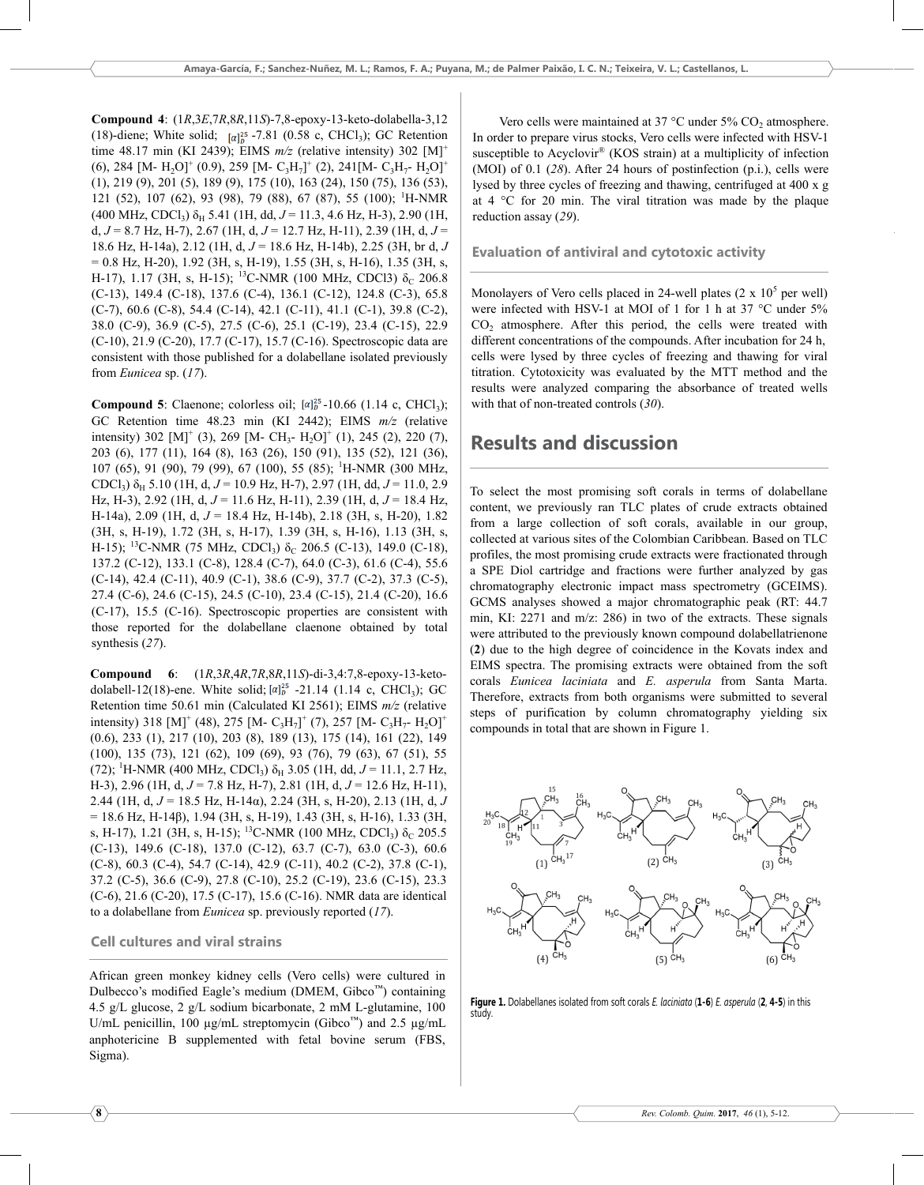**Compound 4**: (1*R*,3*E*,7*R*,8*R*,11*S*)-7,8-epoxy-13-keto-dolabella-3,12 (18)-diene; White solid; $[\alpha]_D^{25}$ -7.81 (0.58 c, $CHCl_3$); GC Retention time 48.17 min (KI 2439); EIMS *m/z* (relative intensity) 302 $[M]^+$ (6), 284 $[M- H_2O]^+$ (0.9), 259 $[M- C_3H_7]^+$ (2), 241$[M- C_3H_7- H_2O]^+$ (1), 219 (9), 201 (5), 189 (9), 175 (10), 163 (24), 150 (75), 136 (53), 121 (52), 107 (62), 93 (98), 79 (88), 67 (87), 55 (100); $^1$H-NMR (400 MHz, $CDCl_3$) $\delta_H$ 5.41 (1H, dd, *J* = 11.3, 4.6 Hz, H-3), 2.90 (1H, d, *J* = 8.7 Hz, H-7), 2.67 (1H, d, *J* = 12.7 Hz, H-11), 2.39 (1H, d, *J* = 18.6 Hz, H-14a), 2.12 (1H, d, *J* = 18.6 Hz, H-14b), 2.25 (3H, br d, *J* = 0.8 Hz, H-20), 1.92 (3H, s, H-19), 1.55 (3H, s, H-16), 1.35 (3H, s, H-17), 1.17 (3H, s, H-15); $^{13}$C-NMR (100 MHz, CDCl3) $\delta_C$ 206.8 (C-13), 149.4 (C-18), 137.6 (C-4), 136.1 (C-12), 124.8 (C-3), 65.8 (C-7), 60.6 (C-8), 54.4 (C-14), 42.1 (C-11), 41.1 (C-1), 39.8 (C-2), 38.0 (C-9), 36.9 (C-5), 27.5 (C-6), 25.1 (C-19), 23.4 (C-15), 22.9 (C-10), 21.9 (C-20), 17.7 (C-17), 15.7 (C-16). Spectroscopic data are consistent with those published for a dolabellane isolated previously from *Eunicea* sp. (*17*).

**Compound 5**: Claenone; colorless oil; $[\alpha]_D^{25}$ -10.66 (1.14 c, $CHCl_3$); GC Retention time 48.23 min (KI 2442); EIMS *m/z* (relative intensity) 302 $[M]^+$ (3), 269 $[M- CH_3- H_2O]^+$ (1), 245 (2), 220 (7), 203 (6), 177 (11), 164 (8), 163 (26), 150 (91), 135 (52), 121 (36), 107 (65), 91 (90), 79 (99), 67 (100), 55 (85); $^1$H-NMR (300 MHz, $CDCl_3$) $\delta_H$ 5.10 (1H, d, *J* = 10.9 Hz, H-7), 2.97 (1H, dd, *J* = 11.0, 2.9 Hz, H-3), 2.92 (1H, d, *J* = 11.6 Hz, H-11), 2.39 (1H, d, *J* = 18.4 Hz, H-14a), 2.09 (1H, d, *J* = 18.4 Hz, H-14b), 2.18 (3H, s, H-20), 1.82 (3H, s, H-19), 1.72 (3H, s, H-17), 1.39 (3H, s, H-16), 1.13 (3H, s, H-15); $^{13}$C-NMR (75 MHz, $CDCl_3$) $\delta_C$ 206.5 (C-13), 149.0 (C-18), 137.2 (C-12), 133.1 (C-8), 128.4 (C-7), 64.0 (C-3), 61.6 (C-4), 55.6 (C-14), 42.4 (C-11), 40.9 (C-1), 38.6 (C-9), 37.7 (C-2), 37.3 (C-5), 27.4 (C-6), 24.6 (C-15), 24.5 (C-10), 23.4 (C-15), 21.4 (C-20), 16.6 (C-17), 15.5 (C-16). Spectroscopic properties are consistent with those reported for the dolabellane claenone obtained by total synthesis (*27*).

**Compound 6**: (1*R*,3*R*,4*R*,7*R*,8*R*,11*S*)-di-3,4:7,8-epoxy-13-keto-dolabell-12(18)-ene. White solid; $[\alpha]_D^{25}$ -21.14 (1.14 c, $CHCl_3$); GC Retention time 50.61 min (Calculated KI 2561); EIMS *m/z* (relative intensity) 318 $[M]^+$ (48), 275 $[M- C_3H_7]^+$ (7), 257 $[M- C_3H_7- H_2O]^+$ (0.6), 233 (1), 217 (10), 203 (8), 189 (13), 175 (14), 161 (22), 149 (100), 135 (73), 121 (62), 109 (69), 93 (76), 79 (63), 67 (51), 55 (72); $^1$H-NMR (400 MHz, $CDCl_3$) $\delta_H$ 3.05 (1H, dd, *J* = 11.1, 2.7 Hz, H-3), 2.96 (1H, d, *J* = 7.8 Hz, H-7), 2.81 (1H, d, *J* = 12.6 Hz, H-11), 2.44 (1H, d, *J* = 18.5 Hz, H-14α), 2.24 (3H, s, H-20), 2.13 (1H, d, *J* = 18.6 Hz, H-14β), 1.94 (3H, s, H-19), 1.43 (3H, s, H-16), 1.33 (3H, s, H-17), 1.21 (3H, s, H-15); $^{13}$C-NMR (100 MHz, $CDCl_3$) $\delta_C$ 205.5 (C-13), 149.6 (C-18), 137.0 (C-12), 63.7 (C-7), 63.0 (C-3), 60.6 (C-8), 60.3 (C-4), 54.7 (C-14), 42.9 (C-11), 40.2 (C-2), 37.8 (C-1), 37.2 (C-5), 36.6 (C-9), 27.8 (C-10), 25.2 (C-19), 23.6 (C-15), 23.3 (C-6), 21.6 (C-20), 17.5 (C-17), 15.6 (C-16). NMR data are identical to a dolabellane from *Eunicea* sp. previously reported (*17*).

### Cell cultures and viral strains

African green monkey kidney cells (Vero cells) were cultured in Dulbecco's modified Eagle's medium (DMEM, Gibco™) containing 4.5 g/L glucose, 2 g/L sodium bicarbonate, 2 mM L-glutamine, 100 U/mL penicillin, 100 µg/mL streptomycin (Gibco™) and 2.5 µg/mL anphotericine B supplemented with fetal bovine serum (FBS, Sigma).

Vero cells were maintained at 37 °C under 5% $CO_2$ atmosphere. In order to prepare virus stocks, Vero cells were infected with HSV-1 susceptible to Acyclovir® (KOS strain) at a multiplicity of infection (MOI) of 0.1 (*28*). After 24 hours of postinfection (p.i.), cells were lysed by three cycles of freezing and thawing, centrifuged at 400 x g at 4 °C for 20 min. The viral titration was made by the plaque reduction assay (*29*).

### Evaluation of antiviral and cytotoxic activity

Monolayers of Vero cells placed in 24-well plates (2 x $10^5$ per well) were infected with HSV-1 at MOI of 1 for 1 h at 37 °C under 5% $CO_2$ atmosphere. After this period, the cells were treated with different concentrations of the compounds. After incubation for 24 h, cells were lysed by three cycles of freezing and thawing for viral titration. Cytotoxicity was evaluated by the MTT method and the results were analyzed comparing the absorbance of treated wells with that of non-treated controls (*30*).

## Results and discussion

To select the most promising soft corals in terms of dolabellane content, we previously ran TLC plates of crude extracts obtained from a large collection of soft corals, available in our group, collected at various sites of the Colombian Caribbean. Based on TLC profiles, the most promising crude extracts were fractionated through a SPE Diol cartridge and fractions were further analyzed by gas chromatography electronic impact mass spectrometry (GCEIMS). GCMS analyses showed a major chromatographic peak (RT: 44.7 min, KI: 2271 and m/z: 286) in two of the extracts. These signals were attributed to the previously known compound dolabellatrienone (**2**) due to the high degree of coincidence in the Kovats index and EIMS spectra. The promising extracts were obtained from the soft corals *Eunicea laciniata* and *E. asperula* from Santa Marta. Therefore, extracts from both organisms were submitted to several steps of purification by column chromatography yielding six compounds in total that are shown in Figure 1.

**Figure 1.** Dolabellanes isolated from soft corals *E. laciniata* (**1-6**) *E. asperula* (**2**, **4-5**) in this study.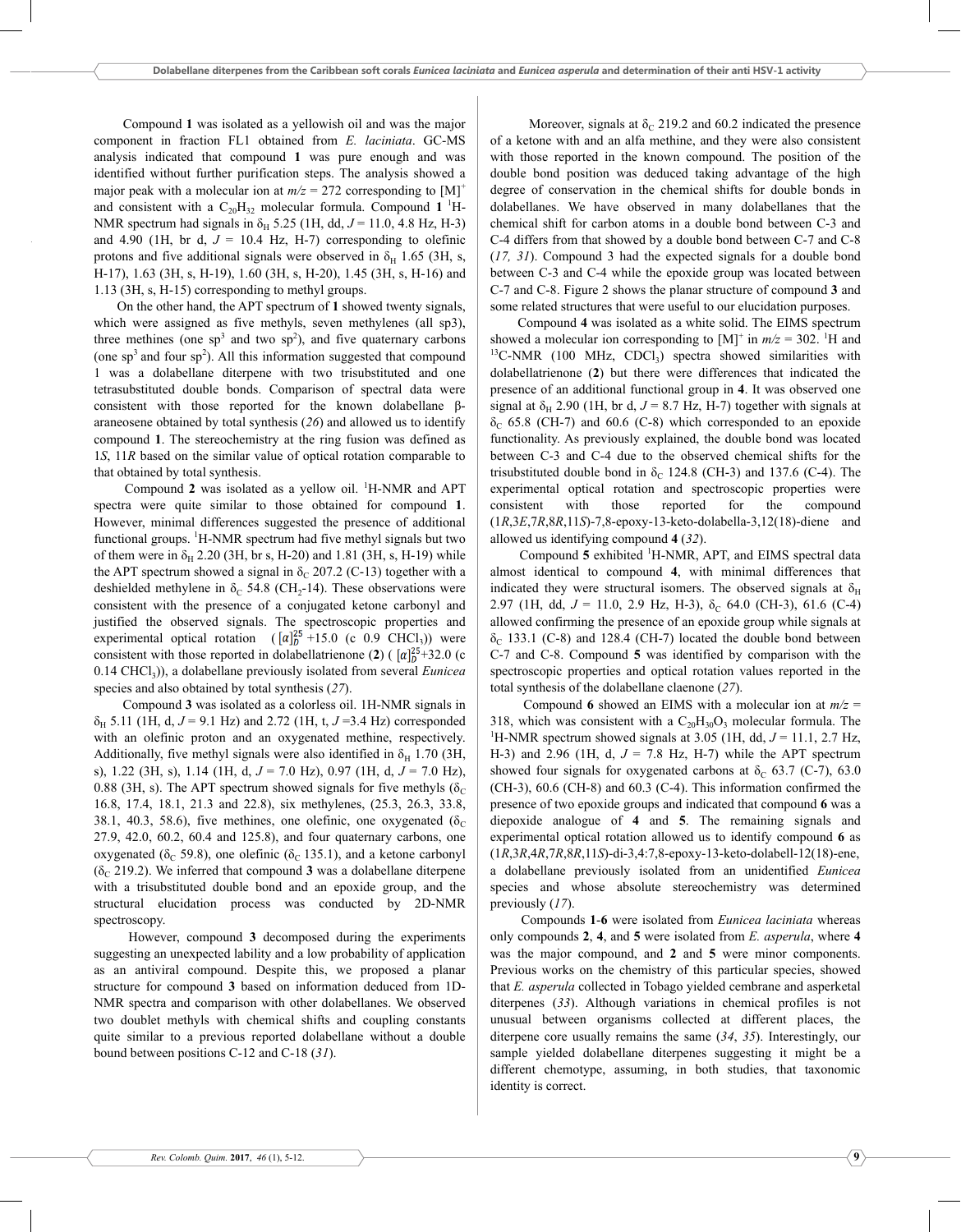Compound **1** was isolated as a yellowish oil and was the major component in fraction FL1 obtained from *E. laciniata*. GC-MS analysis indicated that compound **1** was pure enough and was identified without further purification steps. The analysis showed a major peak with a molecular ion at $m/z$ = 272 corresponding to $[M]^+$ and consistent with a $C_{20}H_{32}$ molecular formula. Compound **1** $^1$H-NMR spectrum had signals in $\delta_H$ 5.25 (1H, dd, $J$ = 11.0, 4.8 Hz, H-3) and 4.90 (1H, br d, $J$ = 10.4 Hz, H-7) corresponding to olefinic protons and five additional signals were observed in $\delta_H$ 1.65 (3H, s, H-17), 1.63 (3H, s, H-19), 1.60 (3H, s, H-20), 1.45 (3H, s, H-16) and 1.13 (3H, s, H-15) corresponding to methyl groups.

On the other hand, the APT spectrum of **1** showed twenty signals, which were assigned as five methyls, seven methylenes (all sp3), three methines (one sp$^3$ and two sp$^2$), and five quaternary carbons (one sp$^3$ and four sp$^2$). All this information suggested that compound 1 was a dolabellane diterpene with two trisubstituted and one tetrasubstituted double bonds. Comparison of spectral data were consistent with those reported for the known dolabellane β-araneosene obtained by total synthesis (*26*) and allowed us to identify compound **1**. The stereochemistry at the ring fusion was defined as 1*S*, 11*R* based on the similar value of optical rotation comparable to that obtained by total synthesis.

Compound **2** was isolated as a yellow oil. $^1$H-NMR and APT spectra were quite similar to those obtained for compound **1**. However, minimal differences suggested the presence of additional functional groups. $^1$H-NMR spectrum had five methyl signals but two of them were in $\delta_H$ 2.20 (3H, br s, H-20) and 1.81 (3H, s, H-19) while the APT spectrum showed a signal in $\delta_C$ 207.2 (C-13) together with a deshielded methylene in $\delta_C$ 54.8 ($CH_2$-14). These observations were consistent with the presence of a conjugated ketone carbonyl and justified the observed signals. The spectroscopic properties and experimental optical rotation ($[\alpha]_D^{25}$ +15.0 (c 0.9 $CHCl_3$)) were consistent with those reported in dolabellatrienone (**2**) ($[\alpha]_D^{25}$+32.0 (c 0.14 $CHCl_3$)), a dolabellane previously isolated from several *Eunicea* species and also obtained by total synthesis (*27*).

Compound **3** was isolated as a colorless oil. 1H-NMR signals in $\delta_H$ 5.11 (1H, d, $J$ = 9.1 Hz) and 2.72 (1H, t, $J$ =3.4 Hz) corresponded with an olefinic proton and an oxygenated methine, respectively. Additionally, five methyl signals were also identified in $\delta_H$ 1.70 (3H, s), 1.22 (3H, s), 1.14 (1H, d, $J$ = 7.0 Hz), 0.97 (1H, d, $J$ = 7.0 Hz), 0.88 (3H, s). The APT spectrum showed signals for five methyls ($\delta_C$ 16.8, 17.4, 18.1, 21.3 and 22.8), six methylenes, (25.3, 26.3, 33.8, 38.1, 40.3, 58.6), five methines, one olefinic, one oxygenated ($\delta_C$ 27.9, 42.0, 60.2, 60.4 and 125.8), and four quaternary carbons, one oxygenated ($\delta_C$ 59.8), one olefinic ($\delta_C$ 135.1), and a ketone carbonyl ($\delta_C$ 219.2). We inferred that compound **3** was a dolabellane diterpene with a trisubstituted double bond and an epoxide group, and the structural elucidation process was conducted by 2D-NMR spectroscopy.

However, compound **3** decomposed during the experiments suggesting an unexpected lability and a low probability of application as an antiviral compound. Despite this, we proposed a planar structure for compound **3** based on information deduced from 1D-NMR spectra and comparison with other dolabellanes. We observed two doublet methyls with chemical shifts and coupling constants quite similar to a previous reported dolabellane without a double bound between positions C-12 and C-18 (*31*).

Moreover, signals at $\delta_C$ 219.2 and 60.2 indicated the presence of a ketone with and an alfa methine, and they were also consistent with those reported in the known compound. The position of the double bond position was deduced taking advantage of the high degree of conservation in the chemical shifts for double bonds in dolabellanes. We have observed in many dolabellanes that the chemical shift for carbon atoms in a double bond between C-3 and C-4 differs from that showed by a double bond between C-7 and C-8 (*17, 31*). Compound 3 had the expected signals for a double bond between C-3 and C-4 while the epoxide group was located between C-7 and C-8. Figure 2 shows the planar structure of compound **3** and some related structures that were useful to our elucidation purposes.

Compound **4** was isolated as a white solid. The EIMS spectrum showed a molecular ion corresponding to $[M]^+$ in $m/z$ = 302. $^1$H and $^{13}$C-NMR (100 MHz, $CDCl_3$) spectra showed similarities with dolabellatrienone (**2**) but there were differences that indicated the presence of an additional functional group in **4**. It was observed one signal at $\delta_H$ 2.90 (1H, br d, $J$ = 8.7 Hz, H-7) together with signals at $\delta_C$ 65.8 (CH-7) and 60.6 (C-8) which corresponded to an epoxide functionality. As previously explained, the double bond was located between C-3 and C-4 due to the observed chemical shifts for the trisubstituted double bond in $\delta_C$ 124.8 (CH-3) and 137.6 (C-4). The experimental optical rotation and spectroscopic properties were consistent with those reported for the compound (1*R*,3*E*,7*R*,8*R*,11*S*)-7,8-epoxy-13-keto-dolabella-3,12(18)-diene and allowed us identifying compound **4** (*32*).

Compound **5** exhibited $^1$H-NMR, APT, and EIMS spectral data almost identical to compound **4**, with minimal differences that indicated they were structural isomers. The observed signals at $\delta_H$ 2.97 (1H, dd, $J$ = 11.0, 2.9 Hz, H-3), $\delta_C$ 64.0 (CH-3), 61.6 (C-4) allowed confirming the presence of an epoxide group while signals at $\delta_C$ 133.1 (C-8) and 128.4 (CH-7) located the double bond between C-7 and C-8. Compound **5** was identified by comparison with the spectroscopic properties and optical rotation values reported in the total synthesis of the dolabellane claenone (*27*).

Compound **6** showed an EIMS with a molecular ion at $m/z$ = 318, which was consistent with a $C_{20}H_{30}O_3$ molecular formula. The $^1$H-NMR spectrum showed signals at 3.05 (1H, dd, $J$ = 11.1, 2.7 Hz, H-3) and 2.96 (1H, d, $J$ = 7.8 Hz, H-7) while the APT spectrum showed four signals for oxygenated carbons at $\delta_C$ 63.7 (C-7), 63.0 (CH-3), 60.6 (CH-8) and 60.3 (C-4). This information confirmed the presence of two epoxide groups and indicated that compound **6** was a diepoxide analogue of **4** and **5**. The remaining signals and experimental optical rotation allowed us to identify compound **6** as (1*R*,3*R*,4*R*,7*R*,8*R*,11*S*)-di-3,4:7,8-epoxy-13-keto-dolabell-12(18)-ene, a dolabellane previously isolated from an unidentified *Eunicea* species and whose absolute stereochemistry was determined previously (*17*).

Compounds **1-6** were isolated from *Eunicea laciniata* whereas only compounds **2**, **4**, and **5** were isolated from *E. asperula*, where **4** was the major compound, and **2** and **5** were minor components. Previous works on the chemistry of this particular species, showed that *E. asperula* collected in Tobago yielded cembrane and asperketal diterpenes (*33*). Although variations in chemical profiles is not unusual between organisms collected at different places, the diterpene core usually remains the same (*34*, *35*). Interestingly, our sample yielded dolabellane diterpenes suggesting it might be a different chemotype, assuming, in both studies, that taxonomic identity is correct.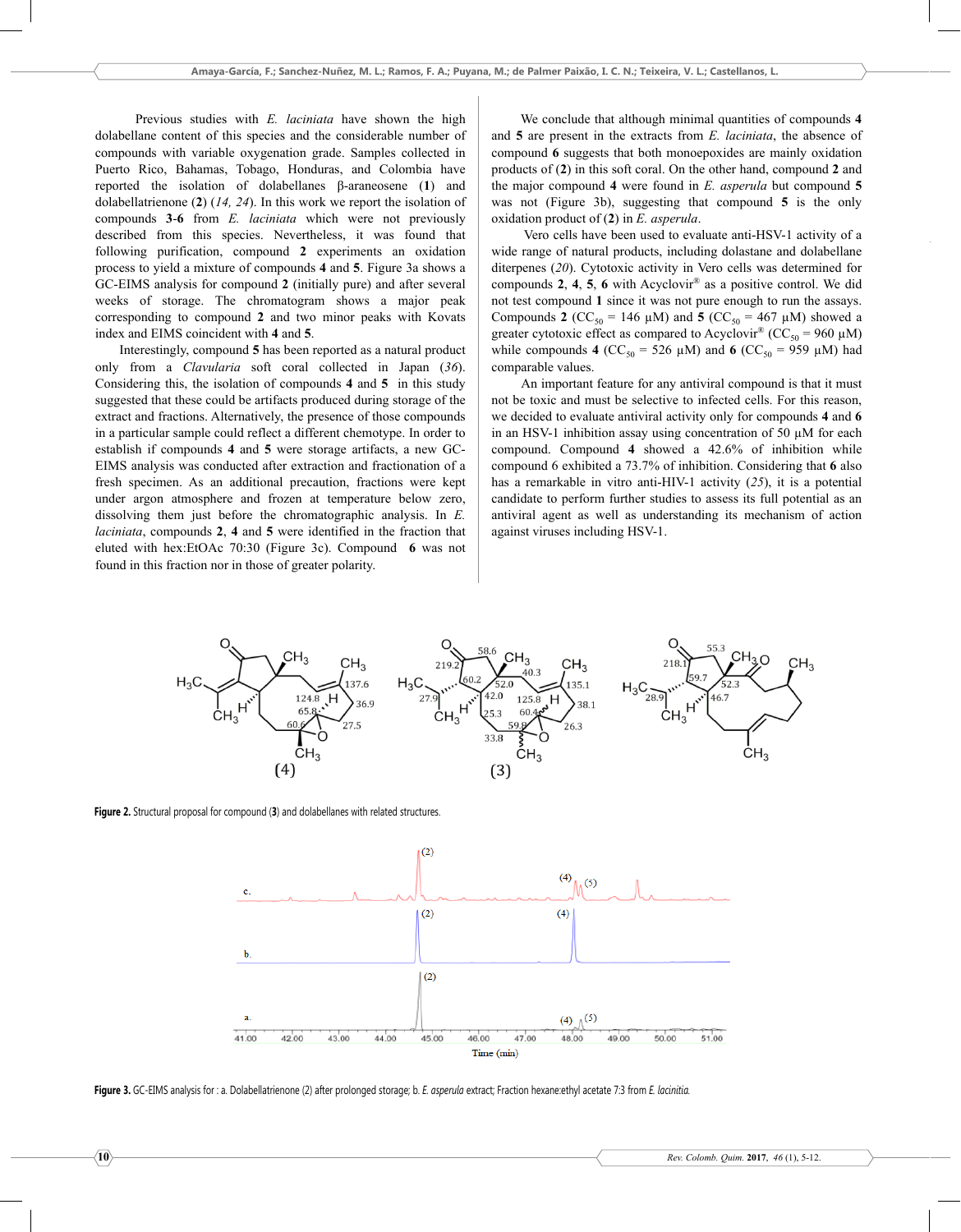Previous studies with *E. laciniata* have shown the high dolabellane content of this species and the considerable number of compounds with variable oxygenation grade. Samples collected in Puerto Rico, Bahamas, Tobago, Honduras, and Colombia have reported the isolation of dolabellanes β-araneosene (**1**) and dolabellatrienone (**2**) (*14, 24*). In this work we report the isolation of compounds **3**-**6** from *E. laciniata* which were not previously described from this species. Nevertheless, it was found that following purification, compound **2** experiments an oxidation process to yield a mixture of compounds **4** and **5**. Figure 3a shows a GC-EIMS analysis for compound **2** (initially pure) and after several weeks of storage. The chromatogram shows a major peak corresponding to compound **2** and two minor peaks with Kovats index and EIMS coincident with **4** and **5**.

Interestingly, compound **5** has been reported as a natural product only from a *Clavularia* soft coral collected in Japan (*36*). Considering this, the isolation of compounds **4** and **5** in this study suggested that these could be artifacts produced during storage of the extract and fractions. Alternatively, the presence of those compounds in a particular sample could reflect a different chemotype. In order to establish if compounds **4** and **5** were storage artifacts, a new GC-EIMS analysis was conducted after extraction and fractionation of a fresh specimen. As an additional precaution, fractions were kept under argon atmosphere and frozen at temperature below zero, dissolving them just before the chromatographic analysis. In *E. laciniata*, compounds **2**, **4** and **5** were identified in the fraction that eluted with hex:EtOAc 70:30 (Figure 3c). Compound **6** was not found in this fraction nor in those of greater polarity.

We conclude that although minimal quantities of compounds **4** and **5** are present in the extracts from *E. laciniata*, the absence of compound **6** suggests that both monoepoxides are mainly oxidation products of (**2**) in this soft coral. On the other hand, compound **2** and the major compound **4** were found in *E. asperula* but compound **5** was not (Figure 3b), suggesting that compound **5** is the only oxidation product of (**2**) in *E. asperula*.

Vero cells have been used to evaluate anti-HSV-1 activity of a wide range of natural products, including dolastane and dolabellane diterpenes (*20*). Cytotoxic activity in Vero cells was determined for compounds **2**, **4**, **5**, **6** with Acyclovir® as a positive control. We did not test compound **1** since it was not pure enough to run the assays. Compounds **2** ($CC_{50}$ = 146 μM) and **5** ($CC_{50}$ = 467 μM) showed a greater cytotoxic effect as compared to Acyclovir® ($CC_{50}$ = 960 μM) while compounds **4** ($CC_{50}$ = 526 μM) and **6** ($CC_{50}$ = 959 μM) had comparable values.

An important feature for any antiviral compound is that it must not be toxic and must be selective to infected cells. For this reason, we decided to evaluate antiviral activity only for compounds **4** and **6** in an HSV-1 inhibition assay using concentration of 50 μM for each compound. Compound **4** showed a 42.6% of inhibition while compound 6 exhibited a 73.7% of inhibition. Considering that **6** also has a remarkable in vitro anti-HIV-1 activity (*25*), it is a potential candidate to perform further studies to assess its full potential as an antiviral agent as well as understanding its mechanism of action against viruses including HSV-1.

**Figure 2.** Structural proposal for compound (**3**) and dolabellanes with related structures.

**Figure 3.** GC-EIMS analysis for : a. Dolabellatrienone (2) after prolonged storage; b. *E. asperula* extract; Fraction hexane:ethyl acetate 7:3 from *E. lacinitia.*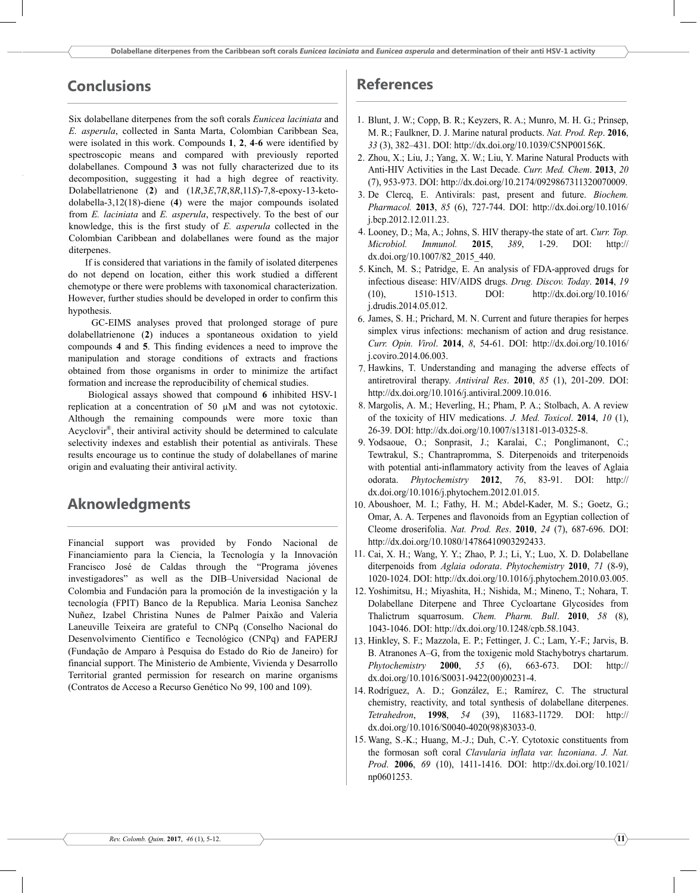## Conclusions

Six dolabellane diterpenes from the soft corals *Eunicea laciniata* and *E. asperula*, collected in Santa Marta, Colombian Caribbean Sea, were isolated in this work. Compounds **1**, **2**, **4**-**6** were identified by spectroscopic means and compared with previously reported dolabellanes. Compound **3** was not fully characterized due to its decomposition, suggesting it had a high degree of reactivity. Dolabellatrienone (**2**) and (1*R*,3*E*,7*R*,8*R*,11*S*)-7,8-epoxy-13-keto-dolabella-3,12(18)-diene (**4**) were the major compounds isolated from *E. laciniata* and *E. asperula*, respectively. To the best of our knowledge, this is the first study of *E. asperula* collected in the Colombian Caribbean and dolabellanes were found as the major diterpenes.

If is considered that variations in the family of isolated diterpenes do not depend on location, either this work studied a different chemotype or there were problems with taxonomical characterization. However, further studies should be developed in order to confirm this hypothesis.

GC-EIMS analyses proved that prolonged storage of pure dolabellatrienone (**2**) induces a spontaneous oxidation to yield compounds **4** and **5**. This finding evidences a need to improve the manipulation and storage conditions of extracts and fractions obtained from those organisms in order to minimize the artifact formation and increase the reproducibility of chemical studies.

Biological assays showed that compound **6** inhibited HSV-1 replication at a concentration of 50 µM and was not cytotoxic. Although the remaining compounds were more toxic than Acyclovir®, their antiviral activity should be determined to calculate selectivity indexes and establish their potential as antivirals. These results encourage us to continue the study of dolabellanes of marine origin and evaluating their antiviral activity.

## Aknowledgments

Financial support was provided by Fondo Nacional de Financiamiento para la Ciencia, la Tecnología y la Innovación Francisco José de Caldas through the "Programa jóvenes investigadores" as well as the DIB–Universidad Nacional de Colombia and Fundación para la promoción de la investigación y la tecnología (FPIT) Banco de la Republica. Maria Leonisa Sanchez Nuñez, Izabel Christina Nunes de Palmer Paixão and Valeria Laneuville Teixeira are grateful to CNPq (Conselho Nacional do Desenvolvimento Científico e Tecnológico (CNPq) and FAPERJ (Fundação de Amparo à Pesquisa do Estado do Rio de Janeiro) for financial support. The Ministerio de Ambiente, Vivienda y Desarrollo Territorial granted permission for research on marine organisms (Contratos de Acceso a Recurso Genético No 99, 100 and 109).

## References

1. Blunt, J. W.; Copp, B. R.; Keyzers, R. A.; Munro, M. H. G.; Prinsep, M. R.; Faulkner, D. J. Marine natural products. *Nat. Prod. Rep*. **2016**, *33* (3), 382–431. DOI: http://dx.doi.org/10.1039/C5NP00156K.
2. Zhou, X.; Liu, J.; Yang, X. W.; Liu, Y. Marine Natural Products with Anti-HIV Activities in the Last Decade. *Curr. Med. Chem*. **2013**, *20* (7), 953-973. DOI: http://dx.doi.org/10.2174/0929867311320070009.
3. De Clercq, E. Antivirals: past, present and future. *Biochem. Pharmacol.* **2013**, *85* (6), 727-744. DOI: http://dx.doi.org/10.1016/j.bcp.2012.12.011.23.
4. Looney, D.; Ma, A.; Johns, S. HIV therapy-the state of art. *Curr. Top. Microbiol. Immunol.* **2015**, *389*, 1-29. DOI: http://dx.doi.org/10.1007/82_2015_440.
5. Kinch, M. S.; Patridge, E. An analysis of FDA-approved drugs for infectious disease: HIV/AIDS drugs. *Drug. Discov. Today*. **2014**, *19* (10), 1510-1513. DOI: http://dx.doi.org/10.1016/j.drudis.2014.05.012.
6. James, S. H.; Prichard, M. N. Current and future therapies for herpes simplex virus infections: mechanism of action and drug resistance. *Curr. Opin. Virol*. **2014**, *8*, 54-61. DOI: http://dx.doi.org/10.1016/j.coviro.2014.06.003.
7. Hawkins, T. Understanding and managing the adverse effects of antiretroviral therapy. *Antiviral Res*. **2010**, *85* (1), 201-209. DOI: http://dx.doi.org/10.1016/j.antiviral.2009.10.016.
8. Margolis, A. M.; Heverling, H.; Pham, P. A.; Stolbach, A. A review of the toxicity of HIV medications. *J. Med. Toxicol*. **2014**, *10* (1), 26-39. DOI: http://dx.doi.org/10.1007/s13181-013-0325-8.
9. Yodsaoue, O.; Sonprasit, J.; Karalai, C.; Ponglimanont, C.; Tewtrakul, S.; Chantrapromma, S. Diterpenoids and triterpenoids with potential anti-inflammatory activity from the leaves of Aglaia odorata. *Phytochemistry* **2012**, *76*, 83-91. DOI: http://dx.doi.org/10.1016/j.phytochem.2012.01.015.
10. Aboushoer, M. I.; Fathy, H. M.; Abdel-Kader, M. S.; Goetz, G.; Omar, A. A. Terpenes and flavonoids from an Egyptian collection of Cleome droserifolia. *Nat. Prod. Res*. **2010**, *24* (7), 687-696. DOI: http://dx.doi.org/10.1080/14786410903292433.
11. Cai, X. H.; Wang, Y. Y.; Zhao, P. J.; Li, Y.; Luo, X. D. Dolabellane diterpenoids from *Aglaia odorata*. *Phytochemistry* **2010**, *71* (8-9), 1020-1024. DOI: http://dx.doi.org/10.1016/j.phytochem.2010.03.005.
12. Yoshimitsu, H.; Miyashita, H.; Nishida, M.; Mineno, T.; Nohara, T. Dolabellane Diterpene and Three Cycloartane Glycosides from Thalictrum squarrosum. *Chem. Pharm. Bull*. **2010**, *58* (8), 1043-1046. DOI: http://dx.doi.org/10.1248/cpb.58.1043.
13. Hinkley, S. F.; Mazzola, E. P.; Fettinger, J. C.; Lam, Y.-F.; Jarvis, B. B. Atranones A–G, from the toxigenic mold Stachybotrys chartarum. *Phytochemistry* **2000**, *55* (6), 663-673. DOI: http://dx.doi.org/10.1016/S0031-9422(00)00231-4.
14. Rodríguez, A. D.; González, E.; Ramírez, C. The structural chemistry, reactivity, and total synthesis of dolabellane diterpenes. *Tetrahedron*, **1998**, *54* (39), 11683-11729. DOI: http://dx.doi.org/10.1016/S0040-4020(98)83033-0.
15. Wang, S.-K.; Huang, M.-J.; Duh, C.-Y. Cytotoxic constituents from the formosan soft coral *Clavularia inflata var. luzoniana*. *J. Nat. Prod*. **2006**, *69* (10), 1411-1416. DOI: http://dx.doi.org/10.1021/np0601253.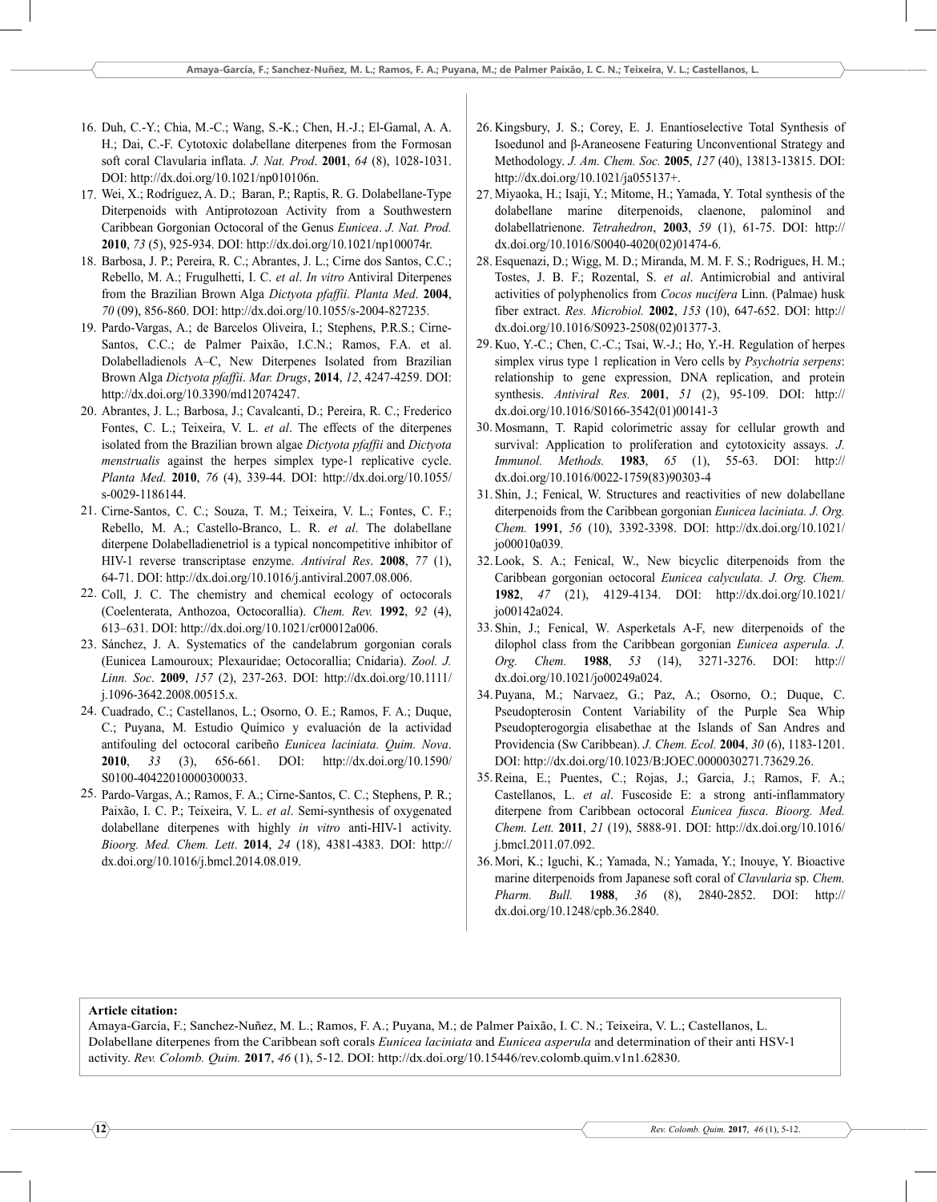16. Duh, C.-Y.; Chia, M.-C.; Wang, S.-K.; Chen, H.-J.; El-Gamal, A. A. H.; Dai, C.-F. Cytotoxic dolabellane diterpenes from the Formosan soft coral Clavularia inflata. *J. Nat. Prod*. **2001**, *64* (8), 1028-1031. DOI: http://dx.doi.org/10.1021/np010106n.
17. Wei, X.; Rodríguez, A. D.; Baran, P.; Raptis, R. G. Dolabellane-Type Diterpenoids with Antiprotozoan Activity from a Southwestern Caribbean Gorgonian Octocoral of the Genus *Eunicea*. *J. Nat. Prod.* **2010**, *73* (5), 925-934. DOI: http://dx.doi.org/10.1021/np100074r.
18. Barbosa, J. P.; Pereira, R. C.; Abrantes, J. L.; Cirne dos Santos, C.C.; Rebello, M. A.; Frugulhetti, I. C. *et al*. *In vitro* Antiviral Diterpenes from the Brazilian Brown Alga *Dictyota pfaffii*. *Planta Med*. **2004**, *70* (09), 856-860. DOI: http://dx.doi.org/10.1055/s-2004-827235.
19. Pardo-Vargas, A.; de Barcelos Oliveira, I.; Stephens, P.R.S.; Cirne-Santos, C.C.; de Palmer Paixão, I.C.N.; Ramos, F.A. et al. Dolabelladienols A–C, New Diterpenes Isolated from Brazilian Brown Alga *Dictyota pfaffii*. *Mar. Drugs*, **2014**, *12*, 4247-4259. DOI: http://dx.doi.org/10.3390/md12074247.
20. Abrantes, J. L.; Barbosa, J.; Cavalcanti, D.; Pereira, R. C.; Frederico Fontes, C. L.; Teixeira, V. L. *et al*. The effects of the diterpenes isolated from the Brazilian brown algae *Dictyota pfaffii* and *Dictyota menstrualis* against the herpes simplex type-1 replicative cycle. *Planta Med*. **2010**, *76* (4), 339-44. DOI: http://dx.doi.org/10.1055/s-0029-1186144.
21. Cirne-Santos, C. C.; Souza, T. M.; Teixeira, V. L.; Fontes, C. F.; Rebello, M. A.; Castello-Branco, L. R. *et al*. The dolabellane diterpene Dolabelladienetriol is a typical noncompetitive inhibitor of HIV-1 reverse transcriptase enzyme. *Antiviral Res*. **2008**, *77* (1), 64-71. DOI: http://dx.doi.org/10.1016/j.antiviral.2007.08.006.
22. Coll, J. C. The chemistry and chemical ecology of octocorals (Coelenterata, Anthozoa, Octocorallia). *Chem. Rev.* **1992**, *92* (4), 613–631. DOI: http://dx.doi.org/10.1021/cr00012a006.
23. Sánchez, J. A. Systematics of the candelabrum gorgonian corals (Eunicea Lamouroux; Plexauridae; Octocorallia; Cnidaria). *Zool. J. Linn. Soc*. **2009**, *157* (2), 237-263. DOI: http://dx.doi.org/10.1111/j.1096-3642.2008.00515.x.
24. Cuadrado, C.; Castellanos, L.; Osorno, O. E.; Ramos, F. A.; Duque, C.; Puyana, M. Estudio Químico y evaluación de la actividad antifouling del octocoral caribeño *Eunicea laciniata. Quim. Nova*. **2010**, *33* (3), 656-661. DOI: http://dx.doi.org/10.1590/S0100-40422010000300033.
25. Pardo-Vargas, A.; Ramos, F. A.; Cirne-Santos, C. C.; Stephens, P. R.; Paixão, I. C. P.; Teixeira, V. L. *et al*. Semi-synthesis of oxygenated dolabellane diterpenes with highly *in vitro* anti-HIV-1 activity. *Bioorg. Med. Chem. Lett*. **2014**, *24* (18), 4381-4383. DOI: http://dx.doi.org/10.1016/j.bmcl.2014.08.019.
26. Kingsbury, J. S.; Corey, E. J. Enantioselective Total Synthesis of Isoedunol and β-Araneosene Featuring Unconventional Strategy and Methodology. *J. Am. Chem. Soc.* **2005**, *127* (40), 13813-13815. DOI: http://dx.doi.org/10.1021/ja055137+.
27. Miyaoka, H.; Isaji, Y.; Mitome, H.; Yamada, Y. Total synthesis of the dolabellane marine diterpenoids, claenone, palominol and dolabellatrienone. *Tetrahedron*, **2003**, *59* (1), 61-75. DOI: http://dx.doi.org/10.1016/S0040-4020(02)01474-6.
28. Esquenazi, D.; Wigg, M. D.; Miranda, M. M. F. S.; Rodrigues, H. M.; Tostes, J. B. F.; Rozental, S. *et al*. Antimicrobial and antiviral activities of polyphenolics from *Cocos nucifera* Linn. (Palmae) husk fiber extract. *Res. Microbiol.* **2002**, *153* (10), 647-652. DOI: http://dx.doi.org/10.1016/S0923-2508(02)01377-3.
29. Kuo, Y.-C.; Chen, C.-C.; Tsai, W.-J.; Ho, Y.-H. Regulation of herpes simplex virus type 1 replication in Vero cells by *Psychotria serpens*: relationship to gene expression, DNA replication, and protein synthesis. *Antiviral Res.* **2001**, *51* (2), 95-109. DOI: http://dx.doi.org/10.1016/S0166-3542(01)00141-3
30. Mosmann, T. Rapid colorimetric assay for cellular growth and survival: Application to proliferation and cytotoxicity assays. *J. Immunol. Methods.* **1983**, *65* (1), 55-63. DOI: http://dx.doi.org/10.1016/0022-1759(83)90303-4
31. Shin, J.; Fenical, W. Structures and reactivities of new dolabellane diterpenoids from the Caribbean gorgonian *Eunicea laciniata. J. Org. Chem.* **1991**, *56* (10), 3392-3398. DOI: http://dx.doi.org/10.1021/jo00010a039.
32. Look, S. A.; Fenical, W., New bicyclic diterpenoids from the Caribbean gorgonian octocoral *Eunicea calyculata. J. Org. Chem.* **1982**, *47* (21), 4129-4134. DOI: http://dx.doi.org/10.1021/jo00142a024.
33. Shin, J.; Fenical, W. Asperketals A-F, new diterpenoids of the dilophol class from the Caribbean gorgonian *Eunicea asperula. J. Org. Chem.* **1988**, *53* (14), 3271-3276. DOI: http://dx.doi.org/10.1021/jo00249a024.
34. Puyana, M.; Narvaez, G.; Paz, A.; Osorno, O.; Duque, C. Pseudopterosin Content Variability of the Purple Sea Whip Pseudopterogorgia elisabethae at the Islands of San Andres and Providencia (Sw Caribbean). *J. Chem. Ecol.* **2004**, *30* (6), 1183-1201. DOI: http://dx.doi.org/10.1023/B:JOEC.0000030271.73629.26.
35. Reina, E.; Puentes, C.; Rojas, J.; Garcia, J.; Ramos, F. A.; Castellanos, L. *et al*. Fuscoside E: a strong anti-inflammatory diterpene from Caribbean octocoral *Eunicea fusca*. *Bioorg. Med. Chem. Lett.* **2011**, *21* (19), 5888-91. DOI: http://dx.doi.org/10.1016/j.bmcl.2011.07.092.
36. Mori, K.; Iguchi, K.; Yamada, N.; Yamada, Y.; Inouye, Y. Bioactive marine diterpenoids from Japanese soft coral of *Clavularia* sp. *Chem. Pharm. Bull.* **1988**, *36* (8), 2840-2852. DOI: http://dx.doi.org/10.1248/cpb.36.2840.

**Article citation:**
Amaya-García, F.; Sanchez-Nuñez, M. L.; Ramos, F. A.; Puyana, M.; de Palmer Paixão, I. C. N.; Teixeira, V. L.; Castellanos, L. Dolabellane diterpenes from the Caribbean soft corals *Eunicea laciniata* and *Eunicea asperula* and determination of their anti HSV-1 activity. *Rev. Colomb. Quim.* **2017**, *46* (1), 5-12. DOI: http://dx.doi.org/10.15446/rev.colomb.quim.v1n1.62830.